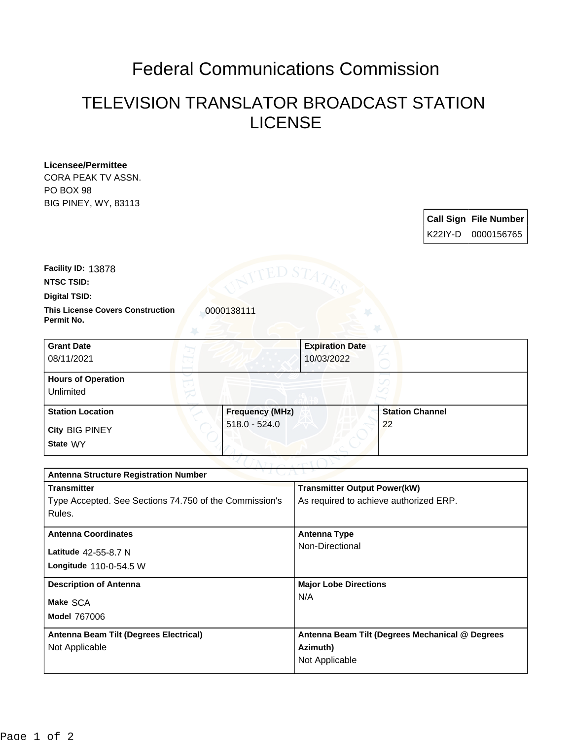# Federal Communications Commission

## TELEVISION TRANSLATOR BROADCAST STATION LICENSE

**Licensee/Permittee**
CORA PEAK TV ASSN.
PO BOX 98
BIG PINEY, WY, 83113

| Call Sign | File Number |
|---|---|
| K22IY-D | 0000156765 |

**Facility ID:** 13878

**NTSC TSID:**

**Digital TSID:**

**This License Covers Construction Permit No.** 0000138111

| Grant Date | Expiration Date |
|---|---|
| 08/11/2021 | 10/03/2022 |

**Hours of Operation**
Unlimited

| Station Location | Frequency (MHz) | Station Channel |
|---|---|---|
| City BIG PINEY<br>State WY | 518.0 - 524.0 | 22 |

**Antenna Structure Registration Number**

| Transmitter | Transmitter Output Power(kW) |
|---|---|
| Type Accepted. See Sections 74.750 of the Commission's Rules. | As required to achieve authorized ERP. |

| Antenna Coordinates | Antenna Type |
|---|---|
| Latitude 42-55-8.7 N<br>Longitude 110-0-54.5 W | Non-Directional |

| Description of Antenna | Major Lobe Directions |
|---|---|
| Make SCA<br>Model 767006 | N/A |

| Antenna Beam Tilt (Degrees Electrical) | Antenna Beam Tilt (Degrees Mechanical @ Degrees Azimuth) |
|---|---|
| Not Applicable | Not Applicable |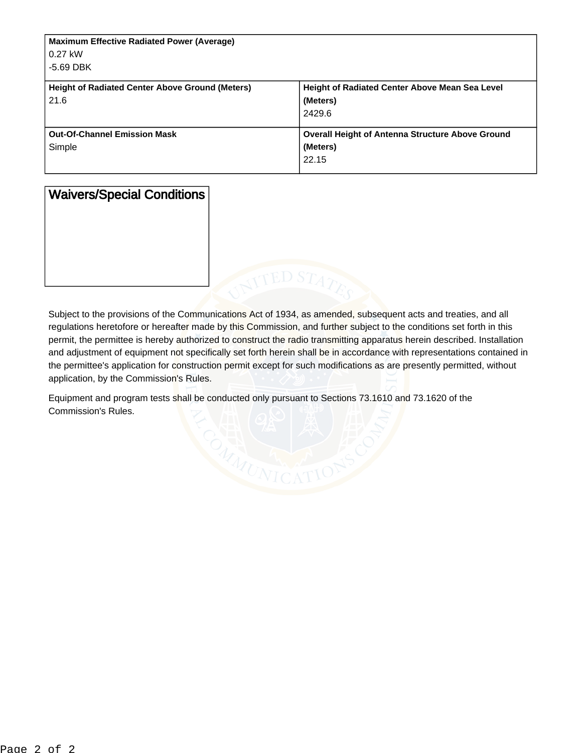| | |
|---|---|
| **Maximum Effective Radiated Power (Average)**<br>0.27 kW<br>-5.69 DBK | |
| **Height of Radiated Center Above Ground (Meters)**<br>21.6 | **Height of Radiated Center Above Mean Sea Level (Meters)**<br>2429.6 |
| **Out-Of-Channel Emission Mask**<br>Simple | **Overall Height of Antenna Structure Above Ground (Meters)**<br>22.15 |

## Waivers/Special Conditions

Subject to the provisions of the Communications Act of 1934, as amended, subsequent acts and treaties, and all regulations heretofore or hereafter made by this Commission, and further subject to the conditions set forth in this permit, the permittee is hereby authorized to construct the radio transmitting apparatus herein described. Installation and adjustment of equipment not specifically set forth herein shall be in accordance with representations contained in the permittee's application for construction permit except for such modifications as are presently permitted, without application, by the Commission's Rules.

Equipment and program tests shall be conducted only pursuant to Sections 73.1610 and 73.1620 of the Commission's Rules.